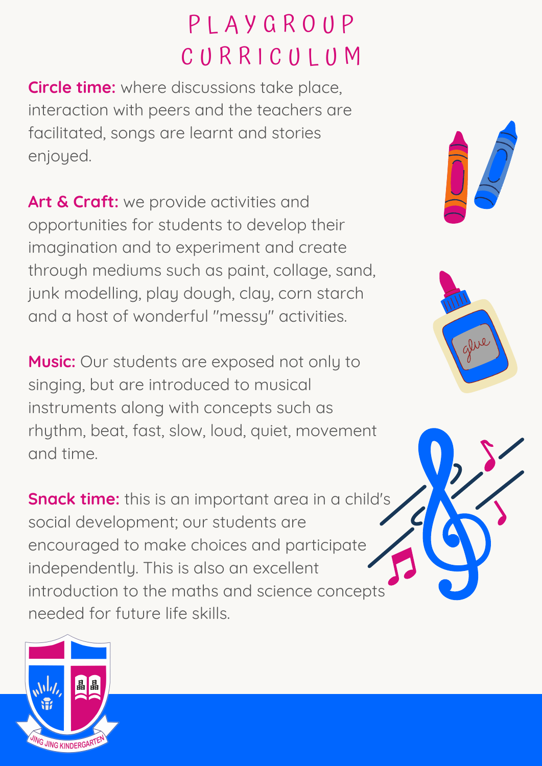# PLAYGROUP CURRICULUM

**Circle time:** where discussions take place, interaction with peers and the teachers are facilitated, songs are learnt and stories enjoyed.

**Art & Craft:** we provide activities and opportunities for students to develop their imagination and to experiment and create through mediums such as paint, collage, sand, junk modelling, play dough, clay, corn starch and a host of wonderful "messy" activities.

**Music:** Our students are exposed not only to singing, but are introduced to musical instruments along with concepts such as rhythm, beat, fast, slow, loud, quiet, movement and time.

**Snack time:** this is an important area in a child's social development; our students are encouraged to make choices and participate independently. This is also an excellent introduction to the maths and science concepts needed for future life skills.

JING JING KINDERGARTEN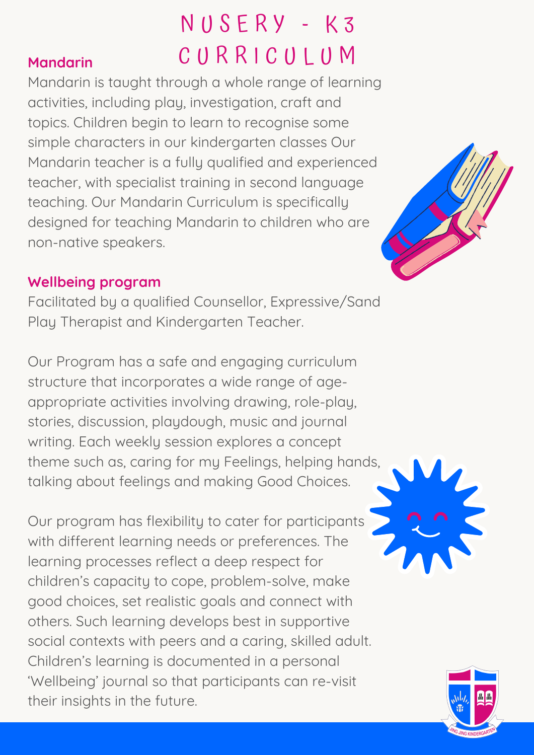# NUSERY - K3 CURRICULUM

## Mandarin

Mandarin is taught through a whole range of learning activities, including play, investigation, craft and topics. Children begin to learn to recognise some simple characters in our kindergarten classes Our Mandarin teacher is a fully qualified and experienced teacher, with specialist training in second language teaching. Our Mandarin Curriculum is specifically designed for teaching Mandarin to children who are non-native speakers.

## Wellbeing program

Facilitated by a qualified Counsellor, Expressive/Sand Play Therapist and Kindergarten Teacher.

Our Program has a safe and engaging curriculum structure that incorporates a wide range of age-appropriate activities involving drawing, role-play, stories, discussion, playdough, music and journal writing. Each weekly session explores a concept theme such as, caring for my Feelings, helping hands, talking about feelings and making Good Choices.

Our program has flexibility to cater for participants with different learning needs or preferences. The learning processes reflect a deep respect for children's capacity to cope, problem-solve, make good choices, set realistic goals and connect with others. Such learning develops best in supportive social contexts with peers and a caring, skilled adult. Children's learning is documented in a personal 'Wellbeing' journal so that participants can re-visit their insights in the future.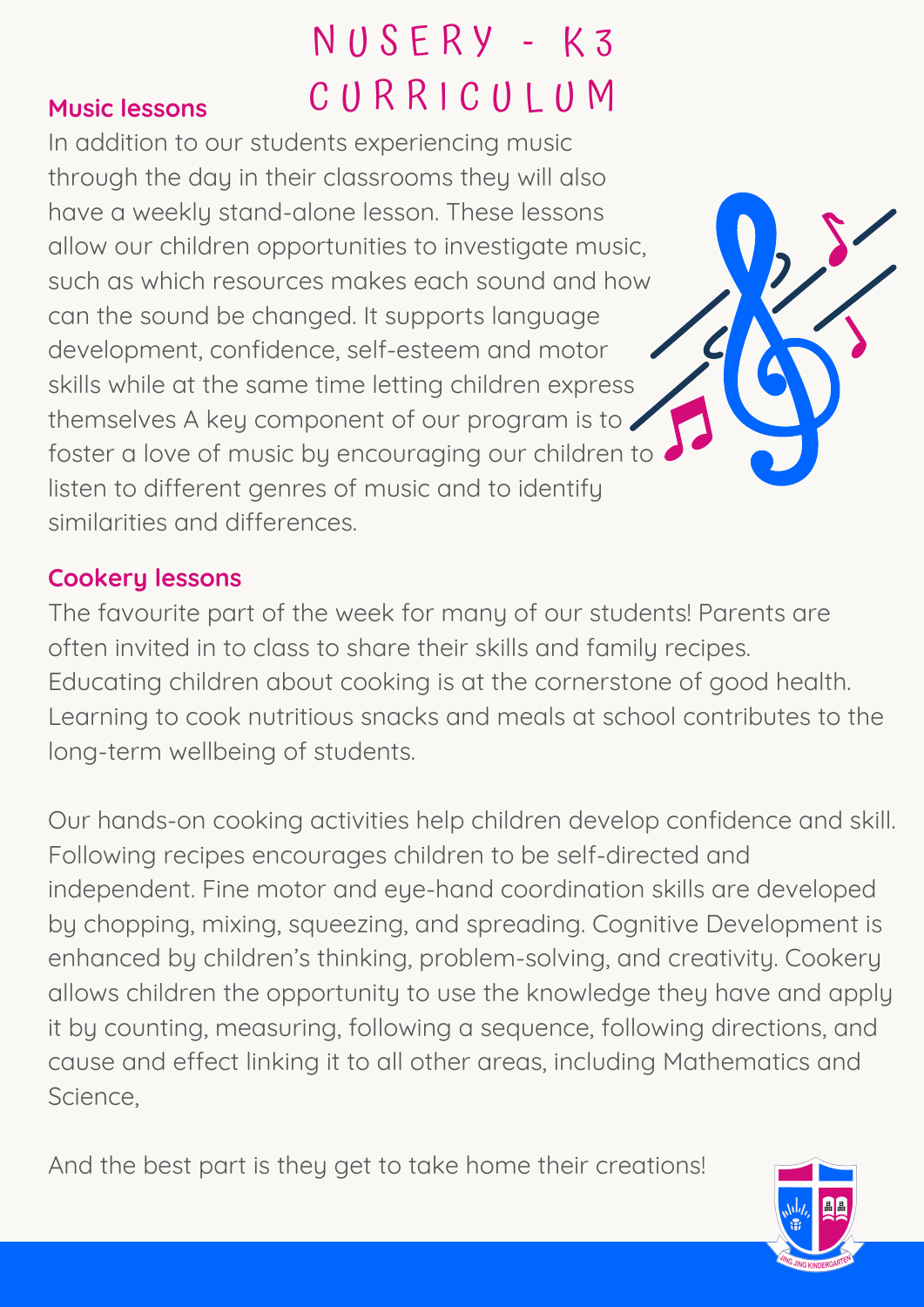# NUSERY - K3 CURRICULUM

## Music lessons

In addition to our students experiencing music through the day in their classrooms they will also have a weekly stand-alone lesson. These lessons allow our children opportunities to investigate music, such as which resources makes each sound and how can the sound be changed. It supports language development, confidence, self-esteem and motor skills while at the same time letting children express themselves A key component of our program is to foster a love of music by encouraging our children to listen to different genres of music and to identify similarities and differences.

## Cookery lessons

The favourite part of the week for many of our students! Parents are often invited in to class to share their skills and family recipes. Educating children about cooking is at the cornerstone of good health. Learning to cook nutritious snacks and meals at school contributes to the long-term wellbeing of students.

Our hands-on cooking activities help children develop confidence and skill. Following recipes encourages children to be self-directed and independent. Fine motor and eye-hand coordination skills are developed by chopping, mixing, squeezing, and spreading. Cognitive Development is enhanced by children's thinking, problem-solving, and creativity. Cookery allows children the opportunity to use the knowledge they have and apply it by counting, measuring, following a sequence, following directions, and cause and effect linking it to all other areas, including Mathematics and Science,

And the best part is they get to take home their creations!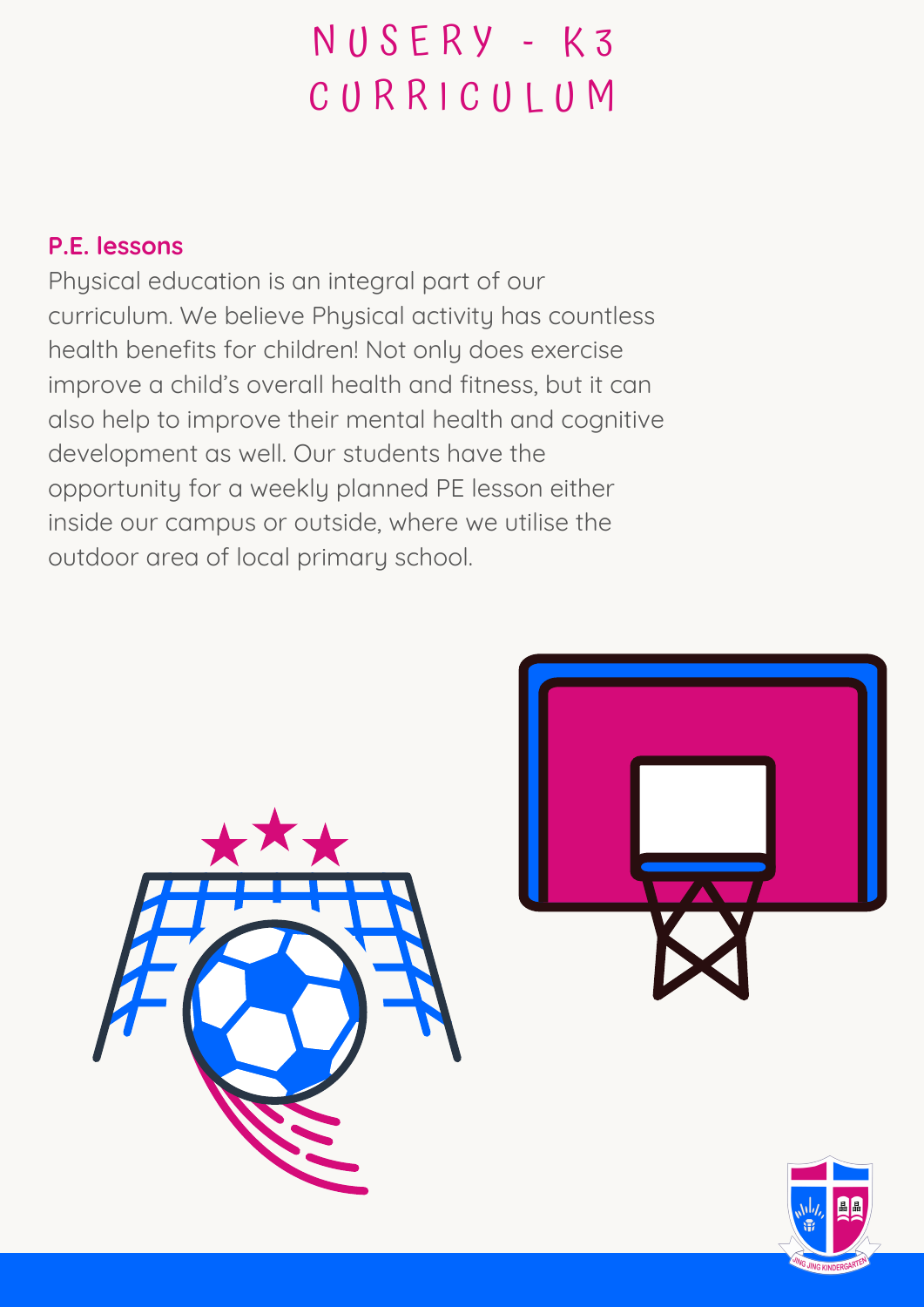# NUSERY - K3 CURRICULUM

## P.E. lessons

Physical education is an integral part of our curriculum. We believe Physical activity has countless health benefits for children! Not only does exercise improve a child's overall health and fitness, but it can also help to improve their mental health and cognitive development as well. Our students have the opportunity for a weekly planned PE lesson either inside our campus or outside, where we utilise the outdoor area of local primary school.